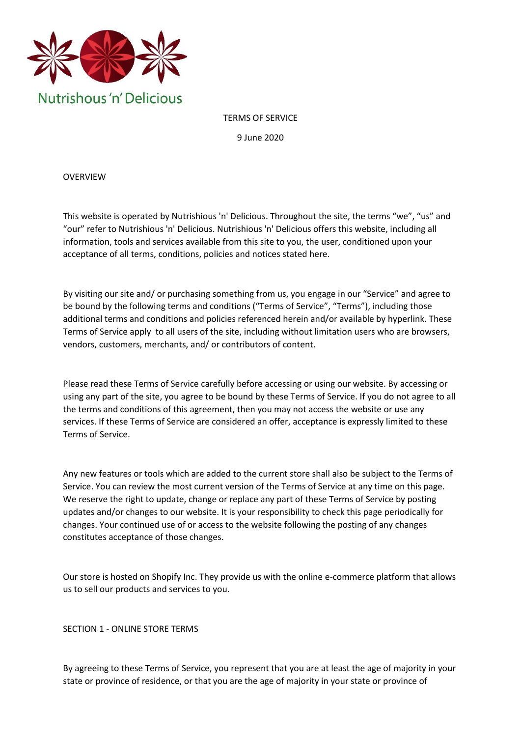Nutrishous 'n' Delicious

# TERMS OF SERVICE

9 June 2020

## OVERVIEW

This website is operated by Nutrishious 'n' Delicious. Throughout the site, the terms "we", "us" and "our" refer to Nutrishious 'n' Delicious. Nutrishious 'n' Delicious offers this website, including all information, tools and services available from this site to you, the user, conditioned upon your acceptance of all terms, conditions, policies and notices stated here.

By visiting our site and/ or purchasing something from us, you engage in our "Service" and agree to be bound by the following terms and conditions ("Terms of Service", "Terms"), including those additional terms and conditions and policies referenced herein and/or available by hyperlink. These Terms of Service apply to all users of the site, including without limitation users who are browsers, vendors, customers, merchants, and/ or contributors of content.

Please read these Terms of Service carefully before accessing or using our website. By accessing or using any part of the site, you agree to be bound by these Terms of Service. If you do not agree to all the terms and conditions of this agreement, then you may not access the website or use any services. If these Terms of Service are considered an offer, acceptance is expressly limited to these Terms of Service.

Any new features or tools which are added to the current store shall also be subject to the Terms of Service. You can review the most current version of the Terms of Service at any time on this page. We reserve the right to update, change or replace any part of these Terms of Service by posting updates and/or changes to our website. It is your responsibility to check this page periodically for changes. Your continued use of or access to the website following the posting of any changes constitutes acceptance of those changes.

Our store is hosted on Shopify Inc. They provide us with the online e-commerce platform that allows us to sell our products and services to you.

## SECTION 1 - ONLINE STORE TERMS

By agreeing to these Terms of Service, you represent that you are at least the age of majority in your state or province of residence, or that you are the age of majority in your state or province of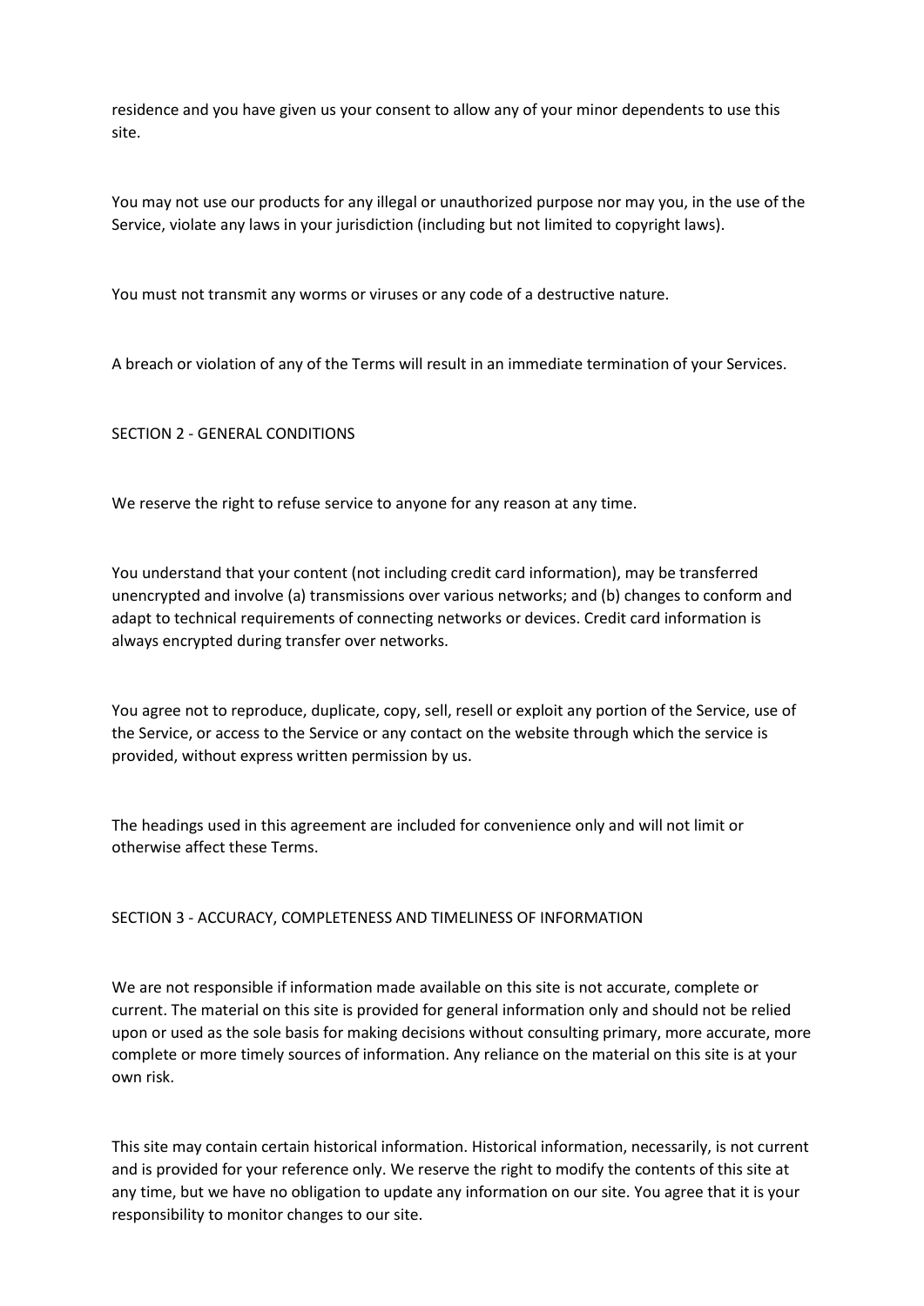residence and you have given us your consent to allow any of your minor dependents to use this site.

You may not use our products for any illegal or unauthorized purpose nor may you, in the use of the Service, violate any laws in your jurisdiction (including but not limited to copyright laws).

You must not transmit any worms or viruses or any code of a destructive nature.

A breach or violation of any of the Terms will result in an immediate termination of your Services.

## SECTION 2 - GENERAL CONDITIONS

We reserve the right to refuse service to anyone for any reason at any time.

You understand that your content (not including credit card information), may be transferred unencrypted and involve (a) transmissions over various networks; and (b) changes to conform and adapt to technical requirements of connecting networks or devices. Credit card information is always encrypted during transfer over networks.

You agree not to reproduce, duplicate, copy, sell, resell or exploit any portion of the Service, use of the Service, or access to the Service or any contact on the website through which the service is provided, without express written permission by us.

The headings used in this agreement are included for convenience only and will not limit or otherwise affect these Terms.

## SECTION 3 - ACCURACY, COMPLETENESS AND TIMELINESS OF INFORMATION

We are not responsible if information made available on this site is not accurate, complete or current. The material on this site is provided for general information only and should not be relied upon or used as the sole basis for making decisions without consulting primary, more accurate, more complete or more timely sources of information. Any reliance on the material on this site is at your own risk.

This site may contain certain historical information. Historical information, necessarily, is not current and is provided for your reference only. We reserve the right to modify the contents of this site at any time, but we have no obligation to update any information on our site. You agree that it is your responsibility to monitor changes to our site.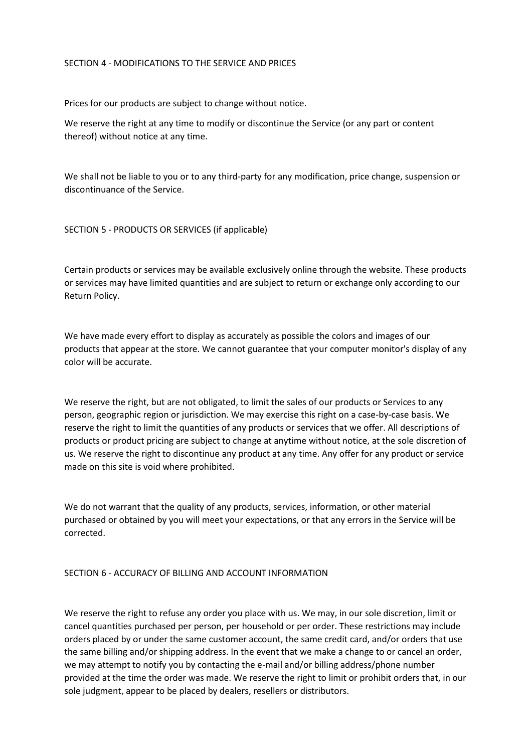## SECTION 4 - MODIFICATIONS TO THE SERVICE AND PRICES

Prices for our products are subject to change without notice.

We reserve the right at any time to modify or discontinue the Service (or any part or content thereof) without notice at any time.

We shall not be liable to you or to any third-party for any modification, price change, suspension or discontinuance of the Service.

## SECTION 5 - PRODUCTS OR SERVICES (if applicable)

Certain products or services may be available exclusively online through the website. These products or services may have limited quantities and are subject to return or exchange only according to our Return Policy.

We have made every effort to display as accurately as possible the colors and images of our products that appear at the store. We cannot guarantee that your computer monitor's display of any color will be accurate.

We reserve the right, but are not obligated, to limit the sales of our products or Services to any person, geographic region or jurisdiction. We may exercise this right on a case-by-case basis. We reserve the right to limit the quantities of any products or services that we offer. All descriptions of products or product pricing are subject to change at anytime without notice, at the sole discretion of us. We reserve the right to discontinue any product at any time. Any offer for any product or service made on this site is void where prohibited.

We do not warrant that the quality of any products, services, information, or other material purchased or obtained by you will meet your expectations, or that any errors in the Service will be corrected.

## SECTION 6 - ACCURACY OF BILLING AND ACCOUNT INFORMATION

We reserve the right to refuse any order you place with us. We may, in our sole discretion, limit or cancel quantities purchased per person, per household or per order. These restrictions may include orders placed by or under the same customer account, the same credit card, and/or orders that use the same billing and/or shipping address. In the event that we make a change to or cancel an order, we may attempt to notify you by contacting the e-mail and/or billing address/phone number provided at the time the order was made. We reserve the right to limit or prohibit orders that, in our sole judgment, appear to be placed by dealers, resellers or distributors.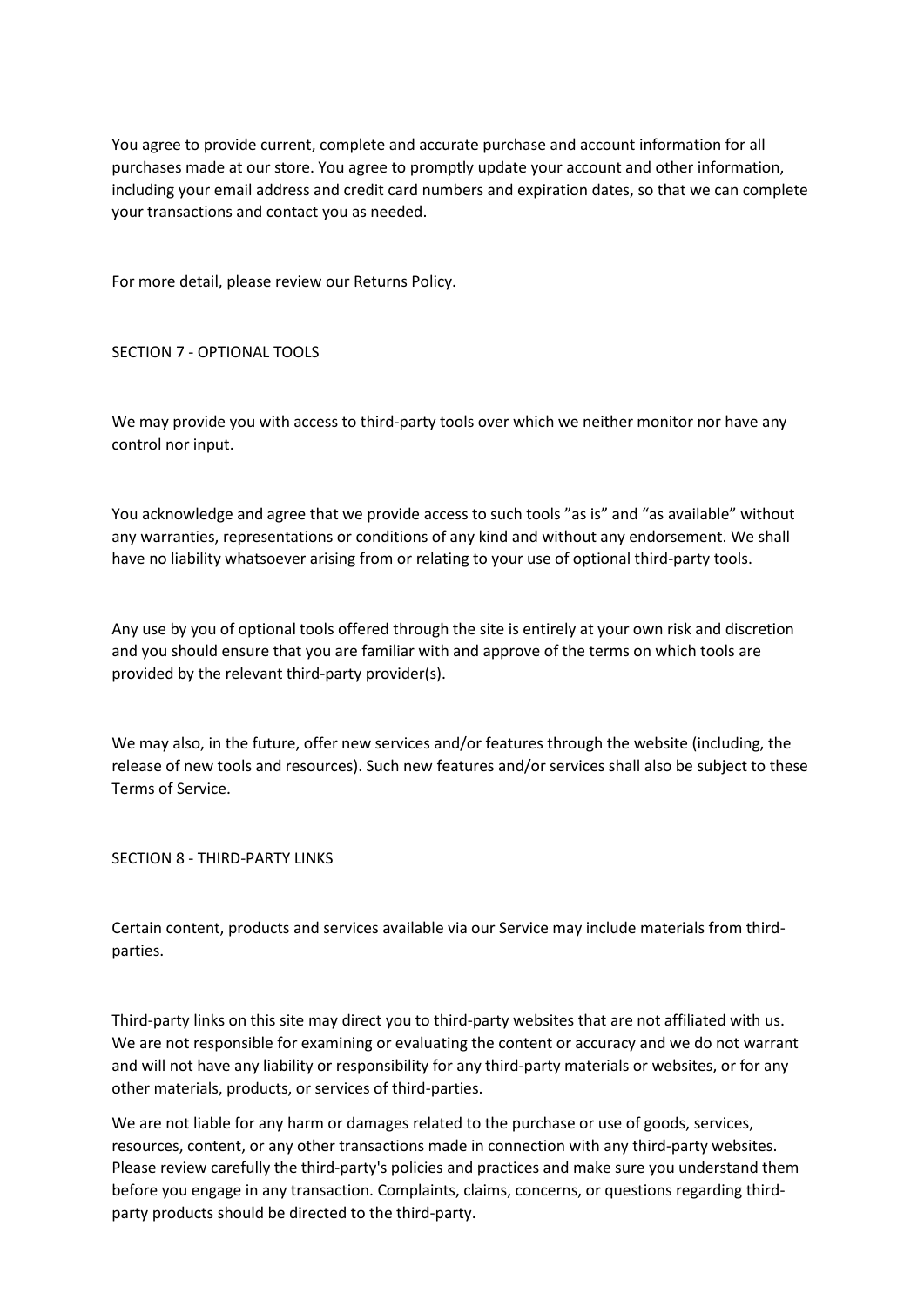You agree to provide current, complete and accurate purchase and account information for all purchases made at our store. You agree to promptly update your account and other information, including your email address and credit card numbers and expiration dates, so that we can complete your transactions and contact you as needed.

For more detail, please review our Returns Policy.

## SECTION 7 - OPTIONAL TOOLS

We may provide you with access to third-party tools over which we neither monitor nor have any control nor input.

You acknowledge and agree that we provide access to such tools ”as is” and “as available” without any warranties, representations or conditions of any kind and without any endorsement. We shall have no liability whatsoever arising from or relating to your use of optional third-party tools.

Any use by you of optional tools offered through the site is entirely at your own risk and discretion and you should ensure that you are familiar with and approve of the terms on which tools are provided by the relevant third-party provider(s).

We may also, in the future, offer new services and/or features through the website (including, the release of new tools and resources). Such new features and/or services shall also be subject to these Terms of Service.

## SECTION 8 - THIRD-PARTY LINKS

Certain content, products and services available via our Service may include materials from third-parties.

Third-party links on this site may direct you to third-party websites that are not affiliated with us. We are not responsible for examining or evaluating the content or accuracy and we do not warrant and will not have any liability or responsibility for any third-party materials or websites, or for any other materials, products, or services of third-parties.

We are not liable for any harm or damages related to the purchase or use of goods, services, resources, content, or any other transactions made in connection with any third-party websites. Please review carefully the third-party's policies and practices and make sure you understand them before you engage in any transaction. Complaints, claims, concerns, or questions regarding third-party products should be directed to the third-party.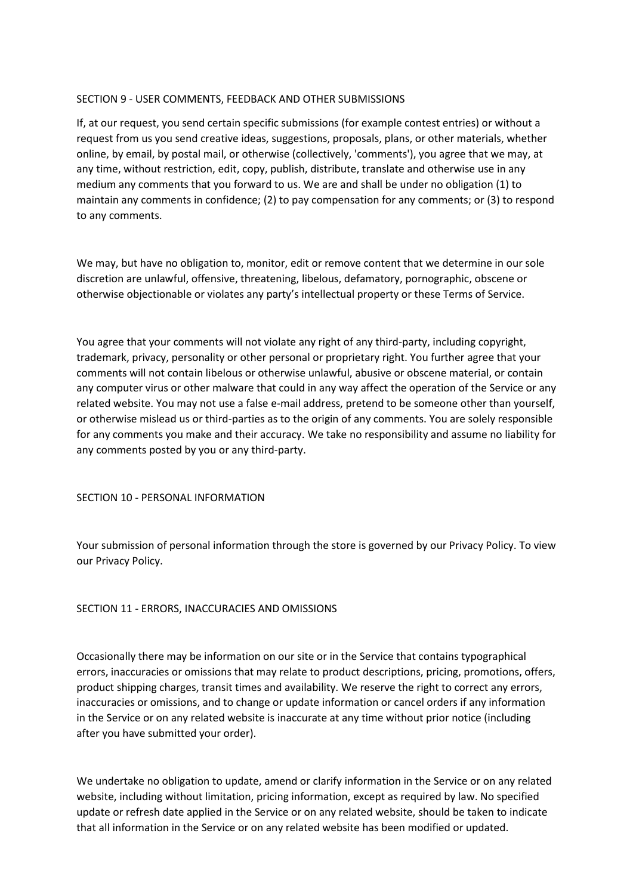## SECTION 9 - USER COMMENTS, FEEDBACK AND OTHER SUBMISSIONS

If, at our request, you send certain specific submissions (for example contest entries) or without a request from us you send creative ideas, suggestions, proposals, plans, or other materials, whether online, by email, by postal mail, or otherwise (collectively, 'comments'), you agree that we may, at any time, without restriction, edit, copy, publish, distribute, translate and otherwise use in any medium any comments that you forward to us. We are and shall be under no obligation (1) to maintain any comments in confidence; (2) to pay compensation for any comments; or (3) to respond to any comments.

We may, but have no obligation to, monitor, edit or remove content that we determine in our sole discretion are unlawful, offensive, threatening, libelous, defamatory, pornographic, obscene or otherwise objectionable or violates any party's intellectual property or these Terms of Service.

You agree that your comments will not violate any right of any third-party, including copyright, trademark, privacy, personality or other personal or proprietary right. You further agree that your comments will not contain libelous or otherwise unlawful, abusive or obscene material, or contain any computer virus or other malware that could in any way affect the operation of the Service or any related website. You may not use a false e-mail address, pretend to be someone other than yourself, or otherwise mislead us or third-parties as to the origin of any comments. You are solely responsible for any comments you make and their accuracy. We take no responsibility and assume no liability for any comments posted by you or any third-party.

## SECTION 10 - PERSONAL INFORMATION

Your submission of personal information through the store is governed by our Privacy Policy. To view our Privacy Policy.

## SECTION 11 - ERRORS, INACCURACIES AND OMISSIONS

Occasionally there may be information on our site or in the Service that contains typographical errors, inaccuracies or omissions that may relate to product descriptions, pricing, promotions, offers, product shipping charges, transit times and availability. We reserve the right to correct any errors, inaccuracies or omissions, and to change or update information or cancel orders if any information in the Service or on any related website is inaccurate at any time without prior notice (including after you have submitted your order).

We undertake no obligation to update, amend or clarify information in the Service or on any related website, including without limitation, pricing information, except as required by law. No specified update or refresh date applied in the Service or on any related website, should be taken to indicate that all information in the Service or on any related website has been modified or updated.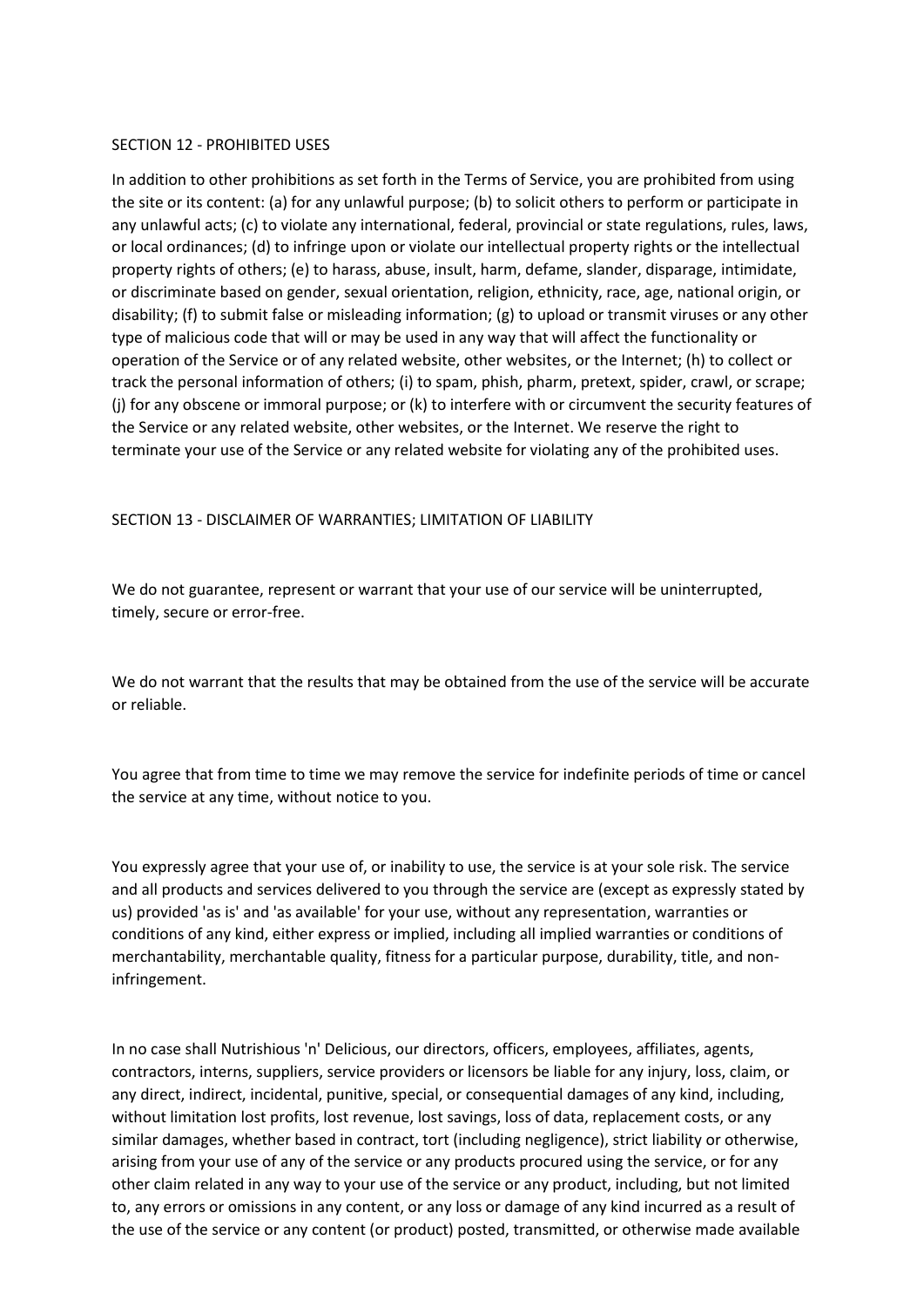## SECTION 12 - PROHIBITED USES

In addition to other prohibitions as set forth in the Terms of Service, you are prohibited from using the site or its content: (a) for any unlawful purpose; (b) to solicit others to perform or participate in any unlawful acts; (c) to violate any international, federal, provincial or state regulations, rules, laws, or local ordinances; (d) to infringe upon or violate our intellectual property rights or the intellectual property rights of others; (e) to harass, abuse, insult, harm, defame, slander, disparage, intimidate, or discriminate based on gender, sexual orientation, religion, ethnicity, race, age, national origin, or disability; (f) to submit false or misleading information; (g) to upload or transmit viruses or any other type of malicious code that will or may be used in any way that will affect the functionality or operation of the Service or of any related website, other websites, or the Internet; (h) to collect or track the personal information of others; (i) to spam, phish, pharm, pretext, spider, crawl, or scrape; (j) for any obscene or immoral purpose; or (k) to interfere with or circumvent the security features of the Service or any related website, other websites, or the Internet. We reserve the right to terminate your use of the Service or any related website for violating any of the prohibited uses.

## SECTION 13 - DISCLAIMER OF WARRANTIES; LIMITATION OF LIABILITY

We do not guarantee, represent or warrant that your use of our service will be uninterrupted, timely, secure or error-free.

We do not warrant that the results that may be obtained from the use of the service will be accurate or reliable.

You agree that from time to time we may remove the service for indefinite periods of time or cancel the service at any time, without notice to you.

You expressly agree that your use of, or inability to use, the service is at your sole risk. The service and all products and services delivered to you through the service are (except as expressly stated by us) provided 'as is' and 'as available' for your use, without any representation, warranties or conditions of any kind, either express or implied, including all implied warranties or conditions of merchantability, merchantable quality, fitness for a particular purpose, durability, title, and non-infringement.

In no case shall Nutrishious 'n' Delicious, our directors, officers, employees, affiliates, agents, contractors, interns, suppliers, service providers or licensors be liable for any injury, loss, claim, or any direct, indirect, incidental, punitive, special, or consequential damages of any kind, including, without limitation lost profits, lost revenue, lost savings, loss of data, replacement costs, or any similar damages, whether based in contract, tort (including negligence), strict liability or otherwise, arising from your use of any of the service or any products procured using the service, or for any other claim related in any way to your use of the service or any product, including, but not limited to, any errors or omissions in any content, or any loss or damage of any kind incurred as a result of the use of the service or any content (or product) posted, transmitted, or otherwise made available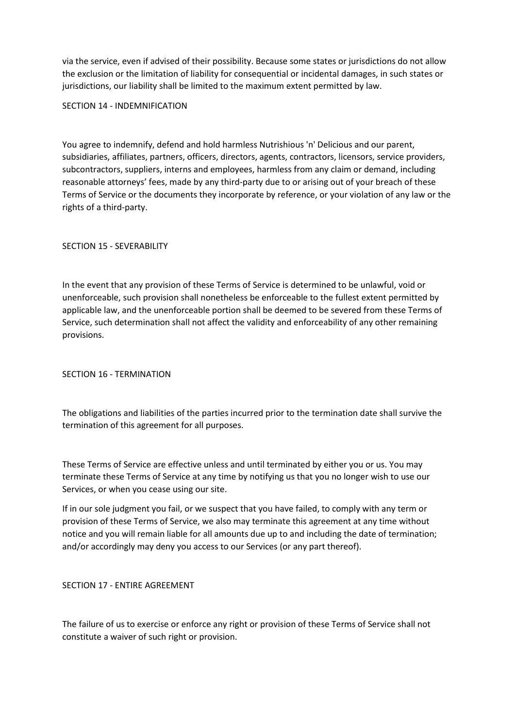via the service, even if advised of their possibility. Because some states or jurisdictions do not allow the exclusion or the limitation of liability for consequential or incidental damages, in such states or jurisdictions, our liability shall be limited to the maximum extent permitted by law.

SECTION 14 - INDEMNIFICATION

You agree to indemnify, defend and hold harmless Nutrishious 'n' Delicious and our parent, subsidiaries, affiliates, partners, officers, directors, agents, contractors, licensors, service providers, subcontractors, suppliers, interns and employees, harmless from any claim or demand, including reasonable attorneys' fees, made by any third-party due to or arising out of your breach of these Terms of Service or the documents they incorporate by reference, or your violation of any law or the rights of a third-party.

SECTION 15 - SEVERABILITY

In the event that any provision of these Terms of Service is determined to be unlawful, void or unenforceable, such provision shall nonetheless be enforceable to the fullest extent permitted by applicable law, and the unenforceable portion shall be deemed to be severed from these Terms of Service, such determination shall not affect the validity and enforceability of any other remaining provisions.

SECTION 16 - TERMINATION

The obligations and liabilities of the parties incurred prior to the termination date shall survive the termination of this agreement for all purposes.

These Terms of Service are effective unless and until terminated by either you or us. You may terminate these Terms of Service at any time by notifying us that you no longer wish to use our Services, or when you cease using our site.

If in our sole judgment you fail, or we suspect that you have failed, to comply with any term or provision of these Terms of Service, we also may terminate this agreement at any time without notice and you will remain liable for all amounts due up to and including the date of termination; and/or accordingly may deny you access to our Services (or any part thereof).

SECTION 17 - ENTIRE AGREEMENT

The failure of us to exercise or enforce any right or provision of these Terms of Service shall not constitute a waiver of such right or provision.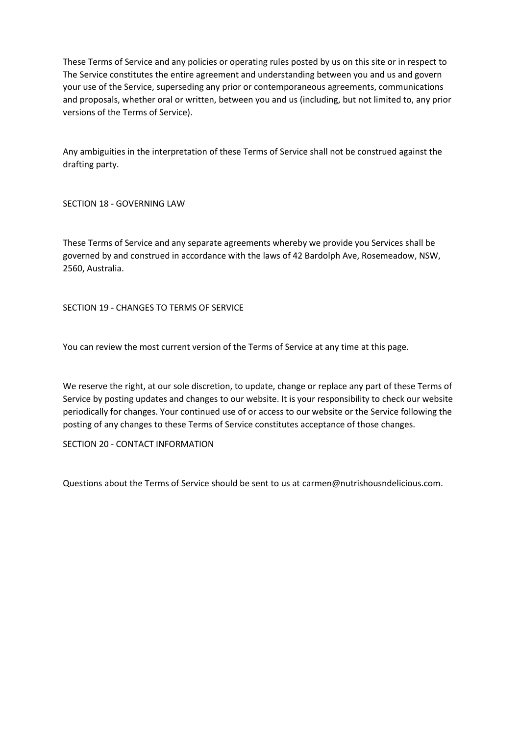These Terms of Service and any policies or operating rules posted by us on this site or in respect to The Service constitutes the entire agreement and understanding between you and us and govern your use of the Service, superseding any prior or contemporaneous agreements, communications and proposals, whether oral or written, between you and us (including, but not limited to, any prior versions of the Terms of Service).

Any ambiguities in the interpretation of these Terms of Service shall not be construed against the drafting party.

SECTION 18 - GOVERNING LAW

These Terms of Service and any separate agreements whereby we provide you Services shall be governed by and construed in accordance with the laws of 42 Bardolph Ave, Rosemeadow, NSW, 2560, Australia.

SECTION 19 - CHANGES TO TERMS OF SERVICE

You can review the most current version of the Terms of Service at any time at this page.

We reserve the right, at our sole discretion, to update, change or replace any part of these Terms of Service by posting updates and changes to our website. It is your responsibility to check our website periodically for changes. Your continued use of or access to our website or the Service following the posting of any changes to these Terms of Service constitutes acceptance of those changes.

SECTION 20 - CONTACT INFORMATION

Questions about the Terms of Service should be sent to us at carmen@nutrishousndelicious.com.